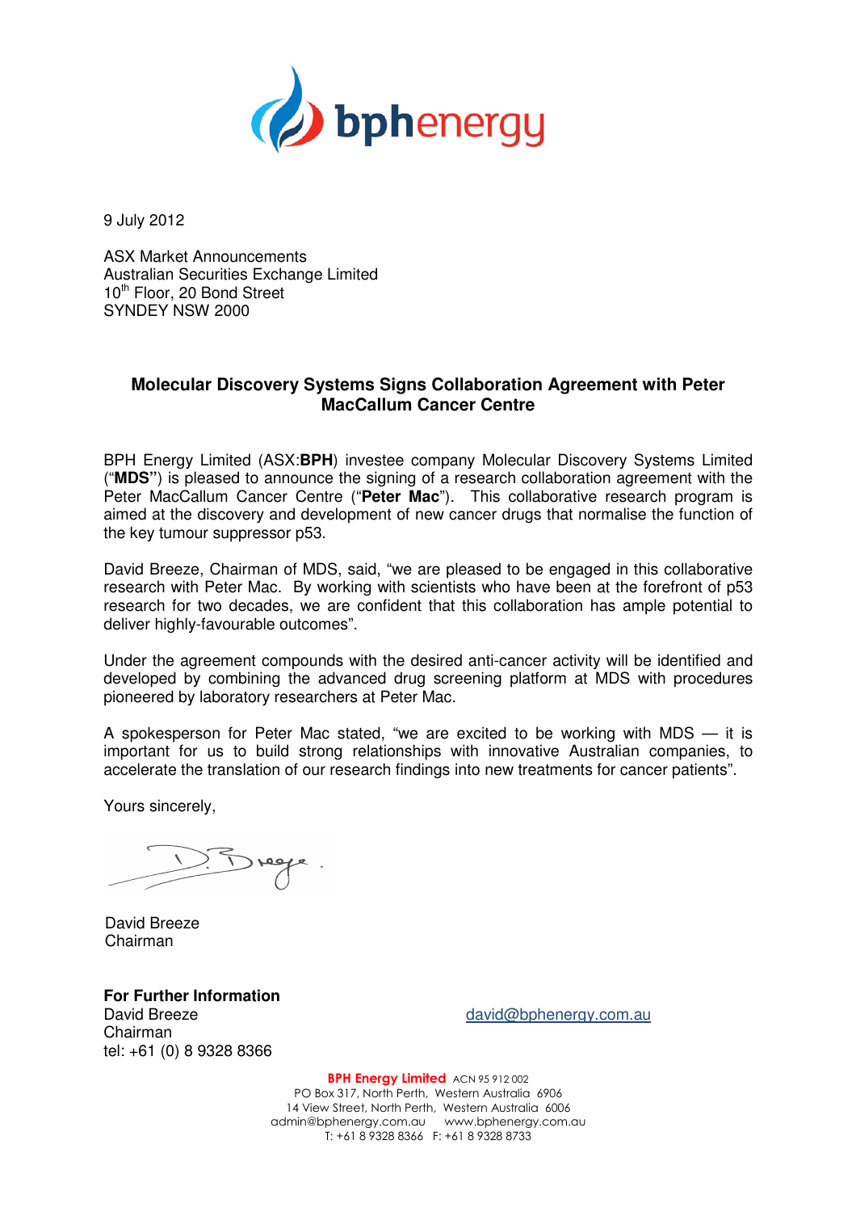9 July 2012

ASX Market Announcements
Australian Securities Exchange Limited
10th Floor, 20 Bond Street
SYNDEY NSW 2000

## Molecular Discovery Systems Signs Collaboration Agreement with Peter MacCallum Cancer Centre

BPH Energy Limited (ASX:**BPH**) investee company Molecular Discovery Systems Limited ("**MDS"**) is pleased to announce the signing of a research collaboration agreement with the Peter MacCallum Cancer Centre ("**Peter Mac**"). This collaborative research program is aimed at the discovery and development of new cancer drugs that normalise the function of the key tumour suppressor p53.

David Breeze, Chairman of MDS, said, "we are pleased to be engaged in this collaborative research with Peter Mac. By working with scientists who have been at the forefront of p53 research for two decades, we are confident that this collaboration has ample potential to deliver highly-favourable outcomes".

Under the agreement compounds with the desired anti-cancer activity will be identified and developed by combining the advanced drug screening platform at MDS with procedures pioneered by laboratory researchers at Peter Mac.

A spokesperson for Peter Mac stated, "we are excited to be working with MDS — it is important for us to build strong relationships with innovative Australian companies, to accelerate the translation of our research findings into new treatments for cancer patients".

Yours sincerely,

David Breeze
Chairman

**For Further Information**
David Breeze
Chairman
tel: +61 (0) 8 9328 8366

david@bphenergy.com.au

**BPH Energy Limited** ACN 95 912 002
PO Box 317, North Perth, Western Australia 6906
14 View Street, North Perth, Western Australia 6006
admin@bphenergy.com.au www.bphenergy.com.au
T: +61 8 9328 8366 F: +61 8 9328 8733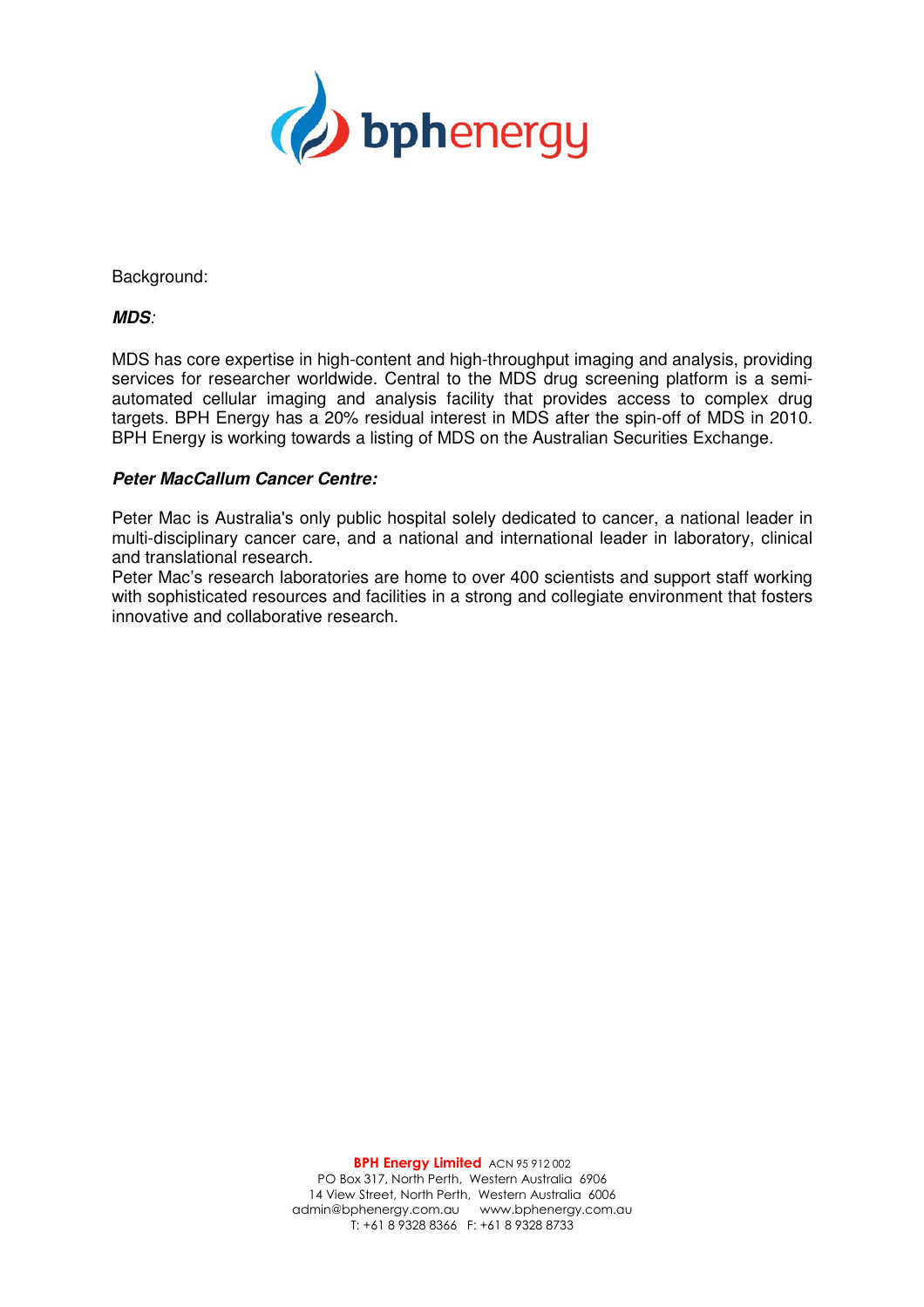Background:

***MDS**:*

MDS has core expertise in high-content and high-throughput imaging and analysis, providing services for researcher worldwide. Central to the MDS drug screening platform is a semi-automated cellular imaging and analysis facility that provides access to complex drug targets. BPH Energy has a 20% residual interest in MDS after the spin-off of MDS in 2010. BPH Energy is working towards a listing of MDS on the Australian Securities Exchange.

***Peter MacCallum Cancer Centre:***

Peter Mac is Australia's only public hospital solely dedicated to cancer, a national leader in multi-disciplinary cancer care, and a national and international leader in laboratory, clinical and translational research.
Peter Mac's research laboratories are home to over 400 scientists and support staff working with sophisticated resources and facilities in a strong and collegiate environment that fosters innovative and collaborative research.